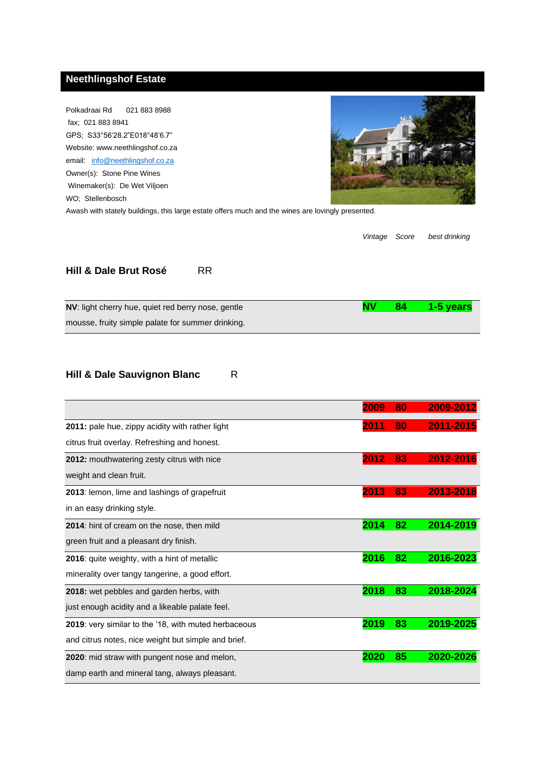## Neethlingshof Estate

Polkadraai Rd 021 883 8988
fax; 021 883 8941
GPS; S33°56'28.2"E018°48'6.7"
Website: www.neethlingshof.co.za
email: info@neethlingshof.co.za
Owner(s): Stone Pine Wines
Winemaker(s): De Wet Viljoen
WO; Stellenbosch

Awash with stately buildings, this large estate offers much and the wines are lovingly presented.

### Hill & Dale Brut Rosé RR

| | *Vintage* | *Score* | *best drinking* |
|---|---|---|---|
| **NV**: light cherry hue, quiet red berry nose, gentle mousse, fruity simple palate for summer drinking. | **NV** | **84** | **1-5 years** |

### Hill & Dale Sauvignon Blanc R

| | *Vintage* | *Score* | *best drinking* |
|---|---|---|---|
| | **2009** | **80** | **2009-2012** |
| **2011:** pale hue, zippy acidity with rather light citrus fruit overlay. Refreshing and honest. | **2011** | **80** | **2011-2015** |
| **2012:** mouthwatering zesty citrus with nice weight and clean fruit. | **2012** | **83** | **2012-2016** |
| **2013**: lemon, lime and lashings of grapefruit in an easy drinking style. | **2013** | **83** | **2013-2018** |
| **2014**: hint of cream on the nose, then mild green fruit and a pleasant dry finish. | **2014** | **82** | **2014-2019** |
| **2016**: quite weighty, with a hint of metallic minerality over tangy tangerine, a good effort. | **2016** | **82** | **2016-2023** |
| **2018:** wet pebbles and garden herbs, with just enough acidity and a likeable palate feel. | **2018** | **83** | **2018-2024** |
| **2019**: very similar to the '18, with muted herbaceous and citrus notes, nice weight but simple and brief. | **2019** | **83** | **2019-2025** |
| **2020**: mid straw with pungent nose and melon, damp earth and mineral tang, always pleasant. | **2020** | **85** | **2020-2026** |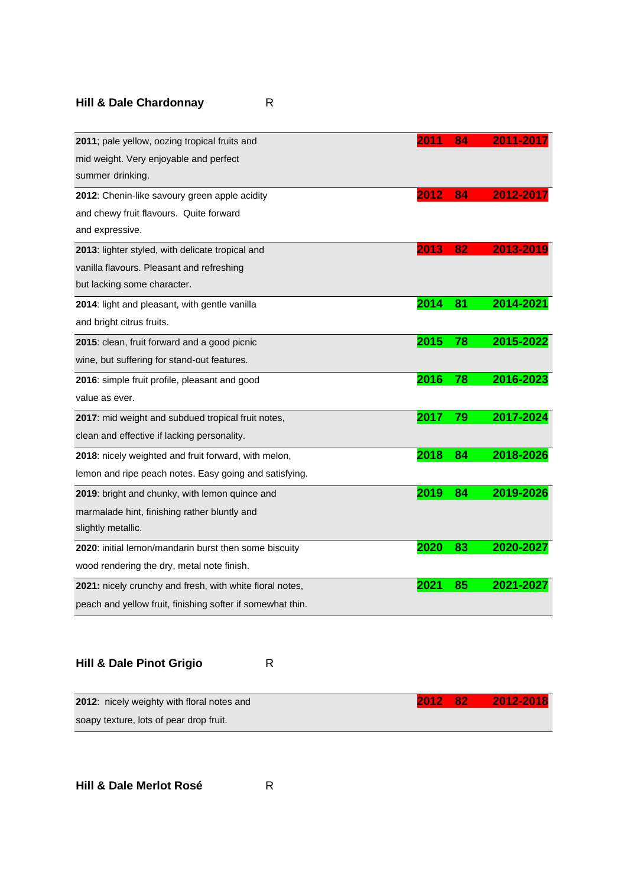### Hill & Dale Chardonnay R

| Tasting note | Vintage | Score | Drinking window |
|---|---|---|---|
| **2011**; pale yellow, oozing tropical fruits and mid weight. Very enjoyable and perfect summer drinking. | 2011 | 84 | 2011-2017 |
| **2012**: Chenin-like savoury green apple acidity and chewy fruit flavours. Quite forward and expressive. | 2012 | 84 | 2012-2017 |
| **2013**: lighter styled, with delicate tropical and vanilla flavours. Pleasant and refreshing but lacking some character. | 2013 | 82 | 2013-2019 |
| **2014**: light and pleasant, with gentle vanilla and bright citrus fruits. | 2014 | 81 | 2014-2021 |
| **2015**: clean, fruit forward and a good picnic wine, but suffering for stand-out features. | 2015 | 78 | 2015-2022 |
| **2016**: simple fruit profile, pleasant and good value as ever. | 2016 | 78 | 2016-2023 |
| **2017**: mid weight and subdued tropical fruit notes, clean and effective if lacking personality. | 2017 | 79 | 2017-2024 |
| **2018**: nicely weighted and fruit forward, with melon, lemon and ripe peach notes. Easy going and satisfying. | 2018 | 84 | 2018-2026 |
| **2019**: bright and chunky, with lemon quince and marmalade hint, finishing rather bluntly and slightly metallic. | 2019 | 84 | 2019-2026 |
| **2020**: initial lemon/mandarin burst then some biscuity wood rendering the dry, metal note finish. | 2020 | 83 | 2020-2027 |
| **2021:** nicely crunchy and fresh, with white floral notes, peach and yellow fruit, finishing softer if somewhat thin. | 2021 | 85 | 2021-2027 |

### Hill & Dale Pinot Grigio R

| Tasting note | Vintage | Score | Drinking window |
|---|---|---|---|
| **2012**: nicely weighty with floral notes and soapy texture, lots of pear drop fruit. | 2012 | 82 | 2012-2018 |

### Hill & Dale Merlot Rosé R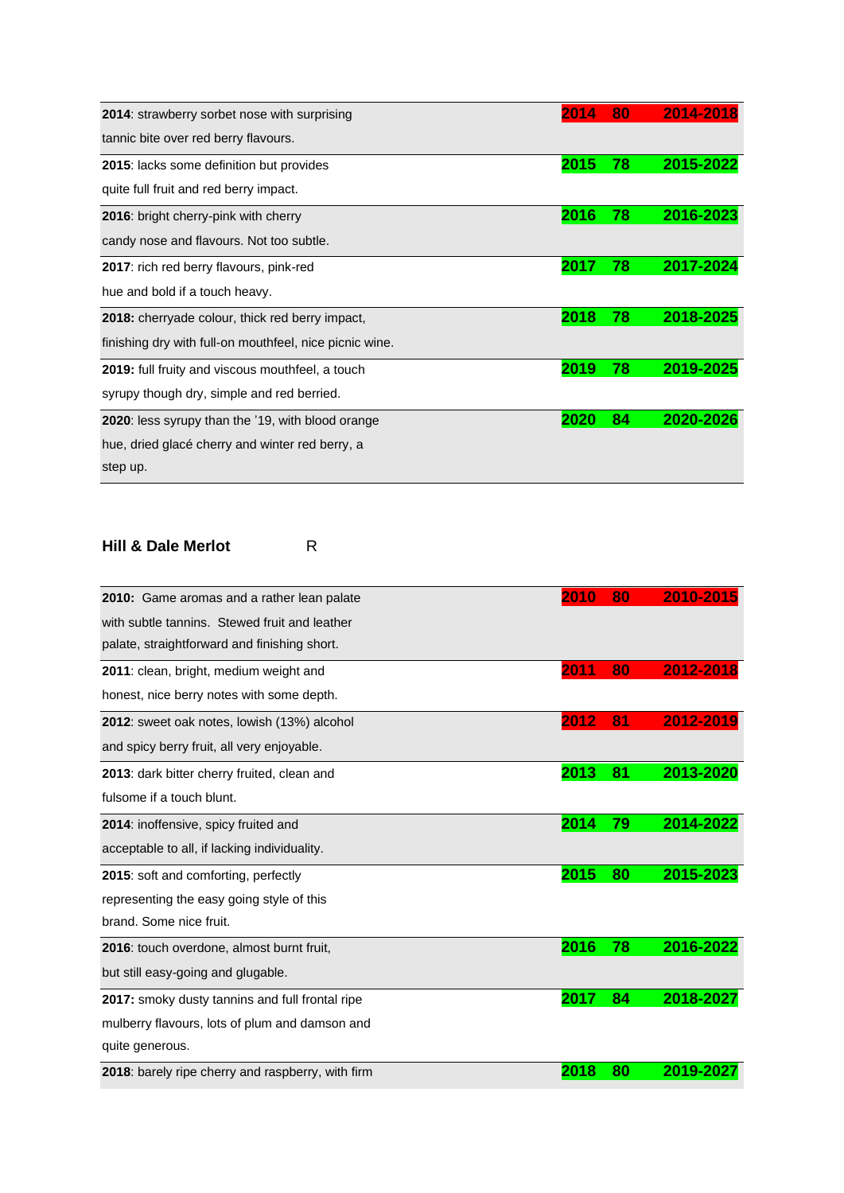| | | | |
|---|---|---|---|
| **2014**: strawberry sorbet nose with surprising tannic bite over red berry flavours. | **2014** | **80** | **2014-2018** |
| **2015**: lacks some definition but provides quite full fruit and red berry impact. | **2015** | **78** | **2015-2022** |
| **2016**: bright cherry-pink with cherry candy nose and flavours. Not too subtle. | **2016** | **78** | **2016-2023** |
| **2017**: rich red berry flavours, pink-red hue and bold if a touch heavy. | **2017** | **78** | **2017-2024** |
| **2018:** cherryade colour, thick red berry impact, finishing dry with full-on mouthfeel, nice picnic wine. | **2018** | **78** | **2018-2025** |
| **2019:** full fruity and viscous mouthfeel, a touch syrupy though dry, simple and red berried. | **2019** | **78** | **2019-2025** |
| **2020**: less syrupy than the '19, with blood orange hue, dried glacé cherry and winter red berry, a step up. | **2020** | **84** | **2020-2026** |

### Hill & Dale Merlot R

| | | | |
|---|---|---|---|
| **2010:** Game aromas and a rather lean palate with subtle tannins. Stewed fruit and leather palate, straightforward and finishing short. | **2010** | **80** | **2010-2015** |
| **2011**: clean, bright, medium weight and honest, nice berry notes with some depth. | **2011** | **80** | **2012-2018** |
| **2012**: sweet oak notes, lowish (13%) alcohol and spicy berry fruit, all very enjoyable. | **2012** | **81** | **2012-2019** |
| **2013**: dark bitter cherry fruited, clean and fulsome if a touch blunt. | **2013** | **81** | **2013-2020** |
| **2014**: inoffensive, spicy fruited and acceptable to all, if lacking individuality. | **2014** | **79** | **2014-2022** |
| **2015**: soft and comforting, perfectly representing the easy going style of this brand. Some nice fruit. | **2015** | **80** | **2015-2023** |
| **2016**: touch overdone, almost burnt fruit, but still easy-going and glugable. | **2016** | **78** | **2016-2022** |
| **2017:** smoky dusty tannins and full frontal ripe mulberry flavours, lots of plum and damson and quite generous. | **2017** | **84** | **2018-2027** |
| **2018**: barely ripe cherry and raspberry, with firm | **2018** | **80** | **2019-2027** |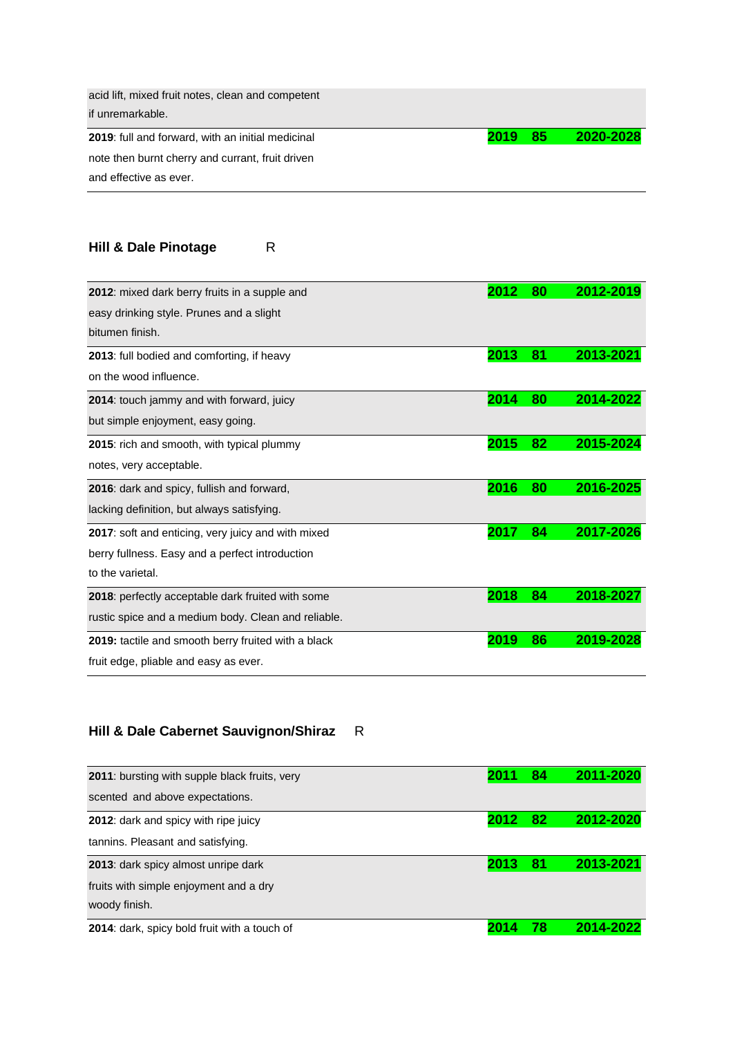| | | | |
|---|---|---|---|
| acid lift, mixed fruit notes, clean and competent if unremarkable. | | | |
| **2019**: full and forward, with an initial medicinal note then burnt cherry and currant, fruit driven and effective as ever. | **2019** | **85** | **2020-2028** |

### Hill & Dale Pinotage R

| | | | |
|---|---|---|---|
| **2012**: mixed dark berry fruits in a supple and easy drinking style. Prunes and a slight bitumen finish. | **2012** | **80** | **2012-2019** |
| **2013**: full bodied and comforting, if heavy on the wood influence. | **2013** | **81** | **2013-2021** |
| **2014**: touch jammy and with forward, juicy but simple enjoyment, easy going. | **2014** | **80** | **2014-2022** |
| **2015**: rich and smooth, with typical plummy notes, very acceptable. | **2015** | **82** | **2015-2024** |
| **2016**: dark and spicy, fullish and forward, lacking definition, but always satisfying. | **2016** | **80** | **2016-2025** |
| **2017**: soft and enticing, very juicy and with mixed berry fullness. Easy and a perfect introduction to the varietal. | **2017** | **84** | **2017-2026** |
| **2018**: perfectly acceptable dark fruited with some rustic spice and a medium body. Clean and reliable. | **2018** | **84** | **2018-2027** |
| **2019:** tactile and smooth berry fruited with a black fruit edge, pliable and easy as ever. | **2019** | **86** | **2019-2028** |

### Hill & Dale Cabernet Sauvignon/Shiraz R

| | | | |
|---|---|---|---|
| **2011**: bursting with supple black fruits, very scented and above expectations. | **2011** | **84** | **2011-2020** |
| **2012**: dark and spicy with ripe juicy tannins. Pleasant and satisfying. | **2012** | **82** | **2012-2020** |
| **2013**: dark spicy almost unripe dark fruits with simple enjoyment and a dry woody finish. | **2013** | **81** | **2013-2021** |
| **2014**: dark, spicy bold fruit with a touch of | **2014** | **78** | **2014-2022** |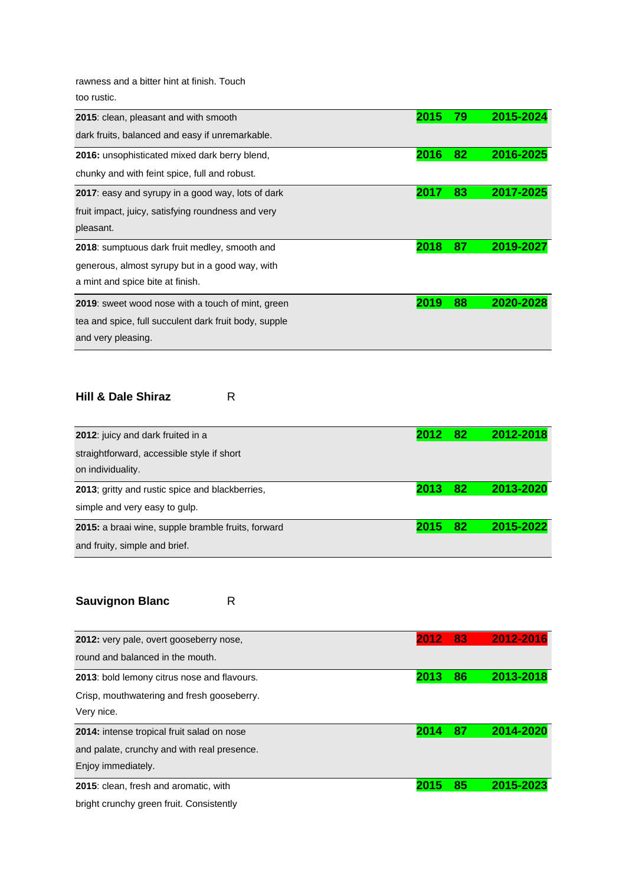rawness and a bitter hint at finish. Touch too rustic.

| | | | |
|---|---|---|---|
| **2015**: clean, pleasant and with smooth dark fruits, balanced and easy if unremarkable. | 2015 | 79 | 2015-2024 |
| **2016:** unsophisticated mixed dark berry blend, chunky and with feint spice, full and robust. | 2016 | 82 | 2016-2025 |
| **2017**: easy and syrupy in a good way, lots of dark fruit impact, juicy, satisfying roundness and very pleasant. | 2017 | 83 | 2017-2025 |
| **2018**: sumptuous dark fruit medley, smooth and generous, almost syrupy but in a good way, with a mint and spice bite at finish. | 2018 | 87 | 2019-2027 |
| **2019**: sweet wood nose with a touch of mint, green tea and spice, full succulent dark fruit body, supple and very pleasing. | 2019 | 88 | 2020-2028 |

### Hill & Dale Shiraz R

| | | | |
|---|---|---|---|
| **2012**: juicy and dark fruited in a straightforward, accessible style if short on individuality. | 2012 | 82 | 2012-2018 |
| **2013**; gritty and rustic spice and blackberries, simple and very easy to gulp. | 2013 | 82 | 2013-2020 |
| **2015:** a braai wine, supple bramble fruits, forward and fruity, simple and brief. | 2015 | 82 | 2015-2022 |

### Sauvignon Blanc R

| | | | |
|---|---|---|---|
| **2012:** very pale, overt gooseberry nose, round and balanced in the mouth. | 2012 | 83 | 2012-2016 |
| **2013**: bold lemony citrus nose and flavours. Crisp, mouthwatering and fresh gooseberry. Very nice. | 2013 | 86 | 2013-2018 |
| **2014:** intense tropical fruit salad on nose and palate, crunchy and with real presence. Enjoy immediately. | 2014 | 87 | 2014-2020 |
| **2015**: clean, fresh and aromatic, with bright crunchy green fruit. Consistently | 2015 | 85 | 2015-2023 |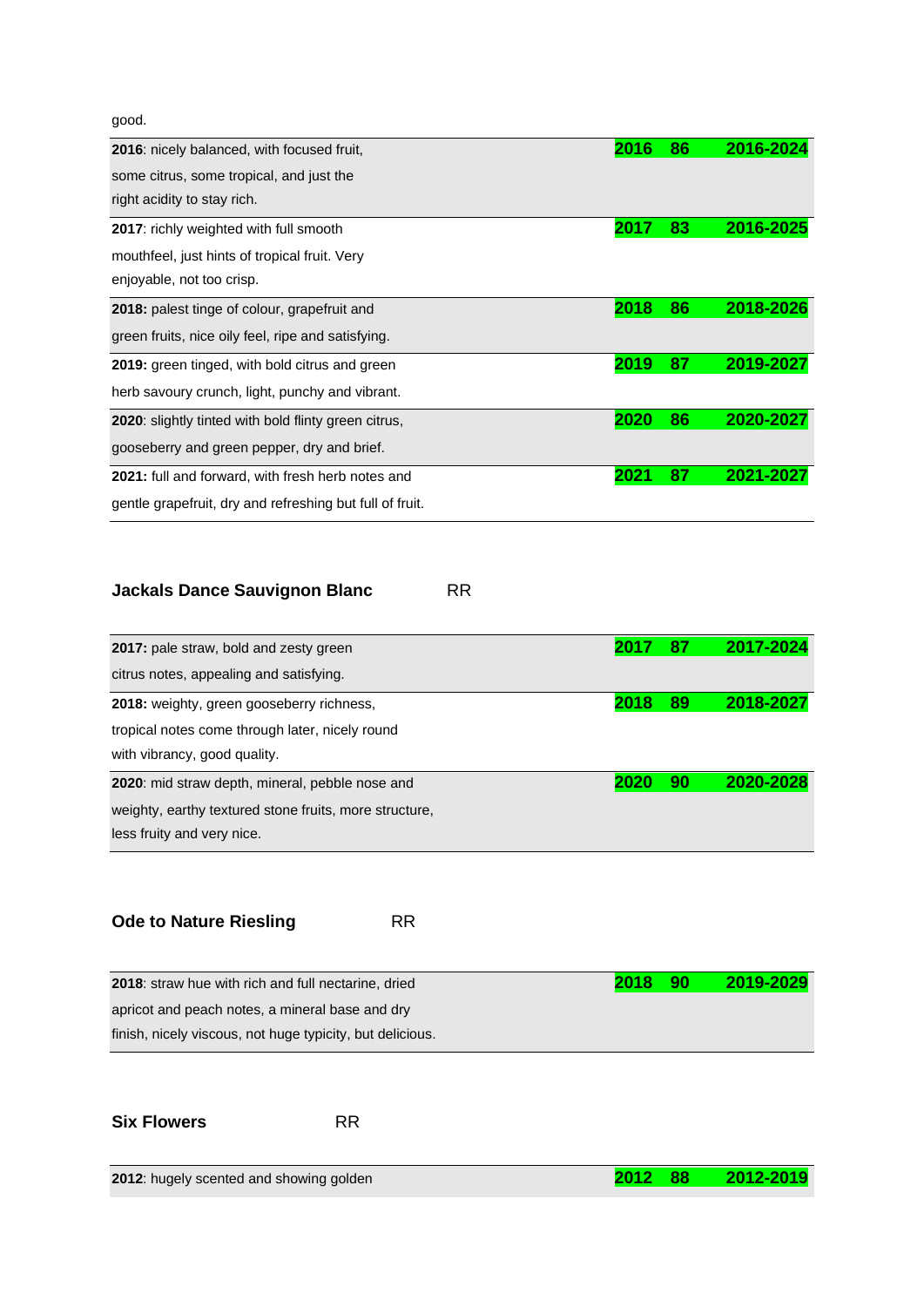good.

| | | | |
|---|---|---|---|
| **2016**: nicely balanced, with focused fruit, some citrus, some tropical, and just the right acidity to stay rich. | **2016** | **86** | **2016-2024** |
| **2017**: richly weighted with full smooth mouthfeel, just hints of tropical fruit. Very enjoyable, not too crisp. | **2017** | **83** | **2016-2025** |
| **2018:** palest tinge of colour, grapefruit and green fruits, nice oily feel, ripe and satisfying. | **2018** | **86** | **2018-2026** |
| **2019:** green tinged, with bold citrus and green herb savoury crunch, light, punchy and vibrant. | **2019** | **87** | **2019-2027** |
| **2020**: slightly tinted with bold flinty green citrus, gooseberry and green pepper, dry and brief. | **2020** | **86** | **2020-2027** |
| **2021:** full and forward, with fresh herb notes and gentle grapefruit, dry and refreshing but full of fruit. | **2021** | **87** | **2021-2027** |

**Jackals Dance Sauvignon Blanc** RR

| | | | |
|---|---|---|---|
| **2017:** pale straw, bold and zesty green citrus notes, appealing and satisfying. | **2017** | **87** | **2017-2024** |
| **2018:** weighty, green gooseberry richness, tropical notes come through later, nicely round with vibrancy, good quality. | **2018** | **89** | **2018-2027** |
| **2020**: mid straw depth, mineral, pebble nose and weighty, earthy textured stone fruits, more structure, less fruity and very nice. | **2020** | **90** | **2020-2028** |

**Ode to Nature Riesling** RR

| | | | |
|---|---|---|---|
| **2018**: straw hue with rich and full nectarine, dried apricot and peach notes, a mineral base and dry finish, nicely viscous, not huge typicity, but delicious. | **2018** | **90** | **2019-2029** |

**Six Flowers** RR

| | | | |
|---|---|---|---|
| **2012**: hugely scented and showing golden | **2012** | **88** | **2012-2019** |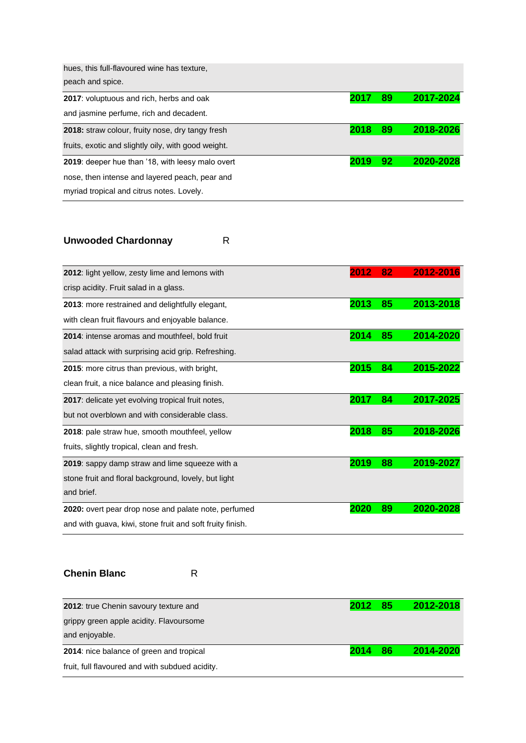| | | | |
|---|---|---|---|
| hues, this full-flavoured wine has texture, peach and spice. | | | |
| **2017**: voluptuous and rich, herbs and oak and jasmine perfume, rich and decadent. | **2017** | **89** | **2017-2024** |
| **2018:** straw colour, fruity nose, dry tangy fresh fruits, exotic and slightly oily, with good weight. | **2018** | **89** | **2018-2026** |
| **2019**: deeper hue than '18, with leesy malo overt nose, then intense and layered peach, pear and myriad tropical and citrus notes. Lovely. | **2019** | **92** | **2020-2028** |

### Unwooded Chardonnay R

| | | | |
|---|---|---|---|
| **2012**: light yellow, zesty lime and lemons with crisp acidity. Fruit salad in a glass. | **2012** | **82** | **2012-2016** |
| **2013**: more restrained and delightfully elegant, with clean fruit flavours and enjoyable balance. | **2013** | **85** | **2013-2018** |
| **2014**: intense aromas and mouthfeel, bold fruit salad attack with surprising acid grip. Refreshing. | **2014** | **85** | **2014-2020** |
| **2015**: more citrus than previous, with bright, clean fruit, a nice balance and pleasing finish. | **2015** | **84** | **2015-2022** |
| **2017**: delicate yet evolving tropical fruit notes, but not overblown and with considerable class. | **2017** | **84** | **2017-2025** |
| **2018**: pale straw hue, smooth mouthfeel, yellow fruits, slightly tropical, clean and fresh. | **2018** | **85** | **2018-2026** |
| **2019**: sappy damp straw and lime squeeze with a stone fruit and floral background, lovely, but light and brief. | **2019** | **88** | **2019-2027** |
| **2020:** overt pear drop nose and palate note, perfumed and with guava, kiwi, stone fruit and soft fruity finish. | **2020** | **89** | **2020-2028** |

### Chenin Blanc R

| | | | |
|---|---|---|---|
| **2012**: true Chenin savoury texture and grippy green apple acidity. Flavoursome and enjoyable. | **2012** | **85** | **2012-2018** |
| **2014**: nice balance of green and tropical fruit, full flavoured and with subdued acidity. | **2014** | **86** | **2014-2020** |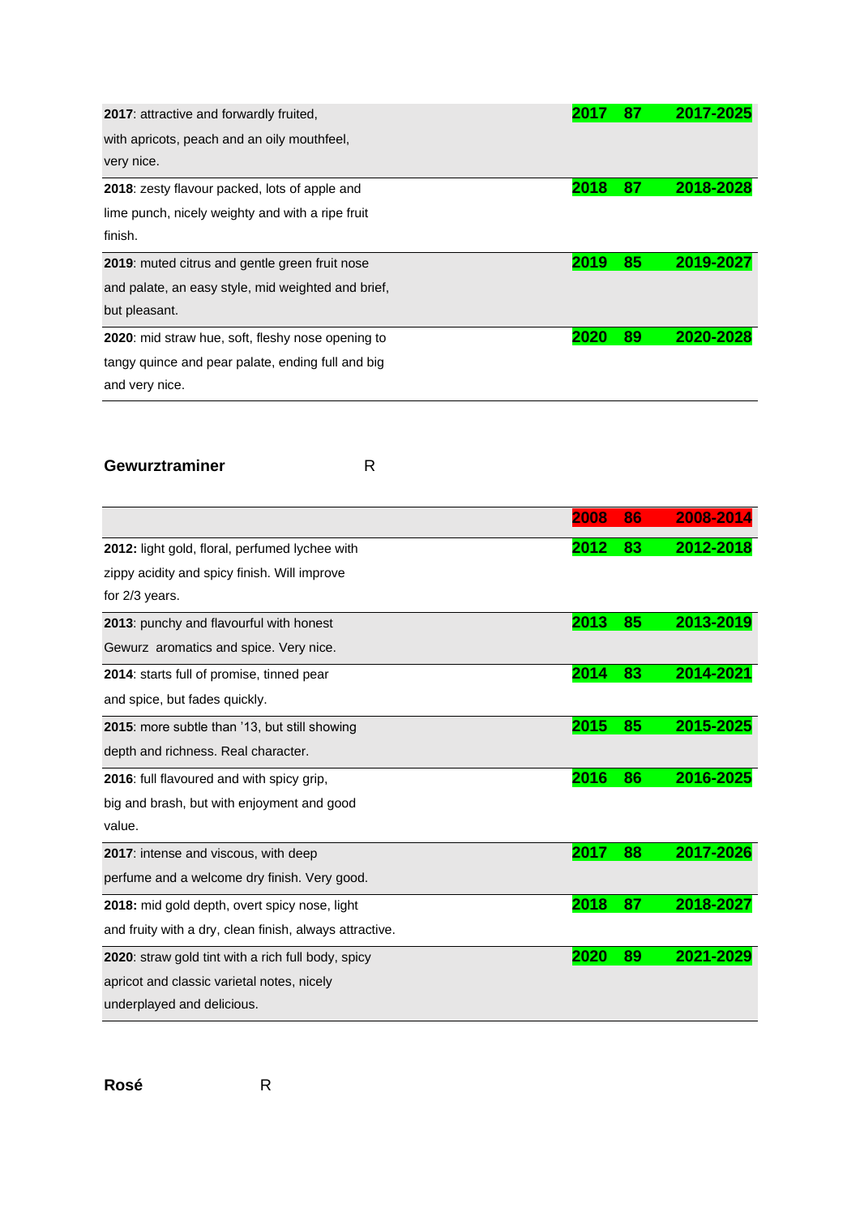| | | | |
|---|---|---|---|
| **2017**: attractive and forwardly fruited, with apricots, peach and an oily mouthfeel, very nice. | 2017 | 87 | 2017-2025 |
| **2018**: zesty flavour packed, lots of apple and lime punch, nicely weighty and with a ripe fruit finish. | 2018 | 87 | 2018-2028 |
| **2019**: muted citrus and gentle green fruit nose and palate, an easy style, mid weighted and brief, but pleasant. | 2019 | 85 | 2019-2027 |
| **2020**: mid straw hue, soft, fleshy nose opening to tangy quince and pear palate, ending full and big and very nice. | 2020 | 89 | 2020-2028 |

**Gewurztraminer** R

| | | | |
|---|---|---|---|
| | 2008 | 86 | 2008-2014 |
| **2012:** light gold, floral, perfumed lychee with zippy acidity and spicy finish. Will improve for 2/3 years. | 2012 | 83 | 2012-2018 |
| **2013**: punchy and flavourful with honest Gewurz aromatics and spice. Very nice. | 2013 | 85 | 2013-2019 |
| **2014**: starts full of promise, tinned pear and spice, but fades quickly. | 2014 | 83 | 2014-2021 |
| **2015**: more subtle than '13, but still showing depth and richness. Real character. | 2015 | 85 | 2015-2025 |
| **2016**: full flavoured and with spicy grip, big and brash, but with enjoyment and good value. | 2016 | 86 | 2016-2025 |
| **2017**: intense and viscous, with deep perfume and a welcome dry finish. Very good. | 2017 | 88 | 2017-2026 |
| **2018:** mid gold depth, overt spicy nose, light and fruity with a dry, clean finish, always attractive. | 2018 | 87 | 2018-2027 |
| **2020**: straw gold tint with a rich full body, spicy apricot and classic varietal notes, nicely underplayed and delicious. | 2020 | 89 | 2021-2029 |

**Rosé** R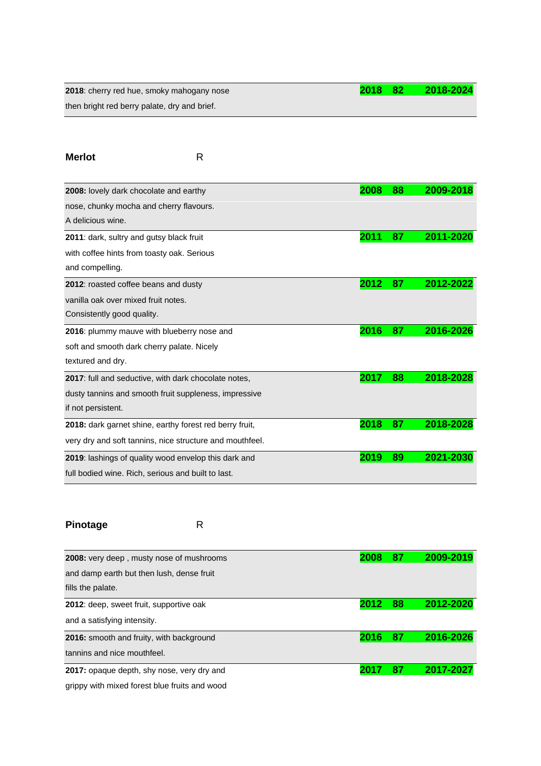| | | | |
|---|---|---|---|
| **2018**: cherry red hue, smoky mahogany nose then bright red berry palate, dry and brief. | **2018** | **82** | **2018-2024** |

**Merlot** R

| | | | |
|---|---|---|---|
| **2008:** lovely dark chocolate and earthy nose, chunky mocha and cherry flavours. A delicious wine. | **2008** | **88** | **2009-2018** |
| **2011**: dark, sultry and gutsy black fruit with coffee hints from toasty oak. Serious and compelling. | **2011** | **87** | **2011-2020** |
| **2012**: roasted coffee beans and dusty vanilla oak over mixed fruit notes. Consistently good quality. | **2012** | **87** | **2012-2022** |
| **2016**: plummy mauve with blueberry nose and soft and smooth dark cherry palate. Nicely textured and dry. | **2016** | **87** | **2016-2026** |
| **2017**: full and seductive, with dark chocolate notes, dusty tannins and smooth fruit suppleness, impressive if not persistent. | **2017** | **88** | **2018-2028** |
| **2018:** dark garnet shine, earthy forest red berry fruit, very dry and soft tannins, nice structure and mouthfeel. | **2018** | **87** | **2018-2028** |
| **2019**: lashings of quality wood envelop this dark and full bodied wine. Rich, serious and built to last. | **2019** | **89** | **2021-2030** |

**Pinotage** R

| | | | |
|---|---|---|---|
| **2008:** very deep , musty nose of mushrooms and damp earth but then lush, dense fruit fills the palate. | **2008** | **87** | **2009-2019** |
| **2012**: deep, sweet fruit, supportive oak and a satisfying intensity. | **2012** | **88** | **2012-2020** |
| **2016:** smooth and fruity, with background tannins and nice mouthfeel. | **2016** | **87** | **2016-2026** |
| **2017:** opaque depth, shy nose, very dry and grippy with mixed forest blue fruits and wood | **2017** | **87** | **2017-2027** |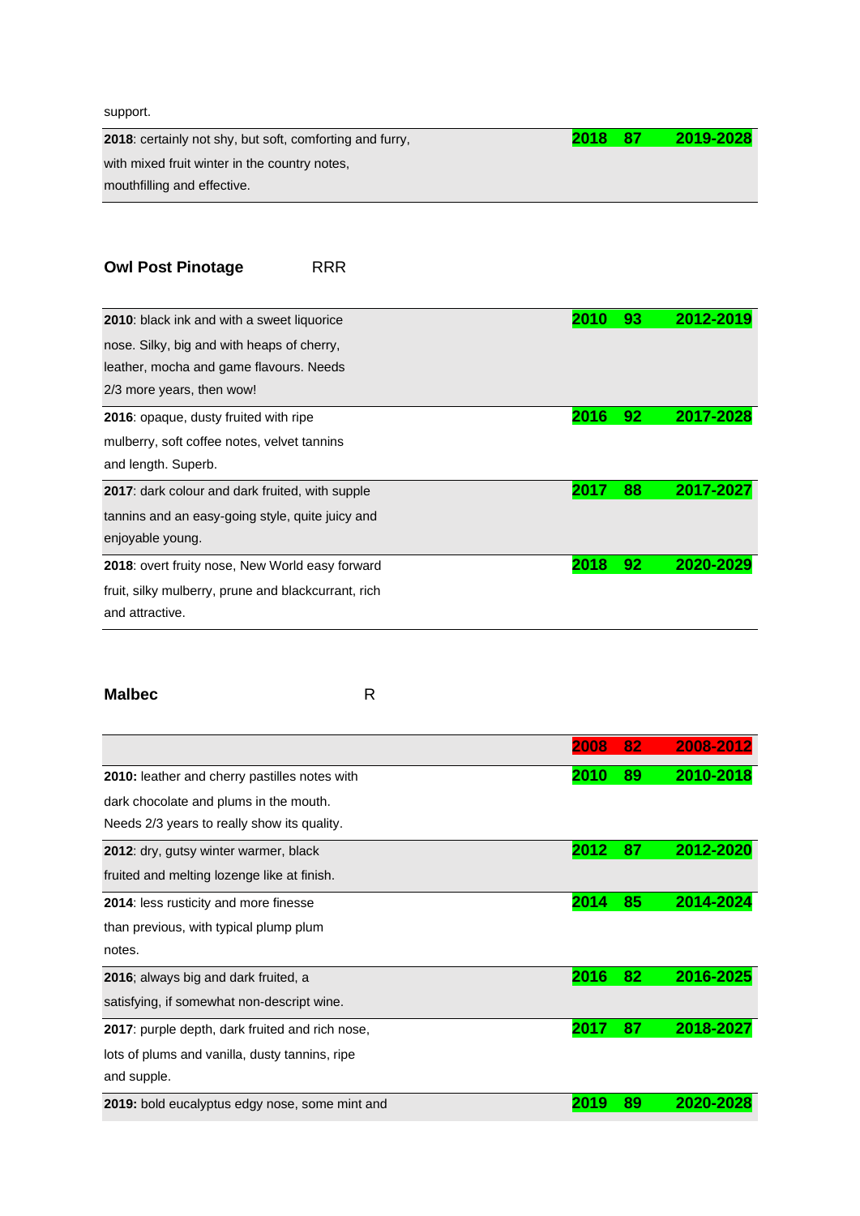support.

| | | | |
|---|---|---|---|
| **2018**: certainly not shy, but soft, comforting and furry, with mixed fruit winter in the country notes, mouthfilling and effective. | **2018** | **87** | **2019-2028** |

**Owl Post Pinotage** RRR

| | | | |
|---|---|---|---|
| **2010**: black ink and with a sweet liquorice nose. Silky, big and with heaps of cherry, leather, mocha and game flavours. Needs 2/3 more years, then wow! | **2010** | **93** | **2012-2019** |
| **2016**: opaque, dusty fruited with ripe mulberry, soft coffee notes, velvet tannins and length. Superb. | **2016** | **92** | **2017-2028** |
| **2017**: dark colour and dark fruited, with supple tannins and an easy-going style, quite juicy and enjoyable young. | **2017** | **88** | **2017-2027** |
| **2018**: overt fruity nose, New World easy forward fruit, silky mulberry, prune and blackcurrant, rich and attractive. | **2018** | **92** | **2020-2029** |

**Malbec** R

| | | | |
|---|---|---|---|
| | **2008** | **82** | **2008-2012** |
| **2010:** leather and cherry pastilles notes with dark chocolate and plums in the mouth. Needs 2/3 years to really show its quality. | **2010** | **89** | **2010-2018** |
| **2012**: dry, gutsy winter warmer, black fruited and melting lozenge like at finish. | **2012** | **87** | **2012-2020** |
| **2014**: less rusticity and more finesse than previous, with typical plump plum notes. | **2014** | **85** | **2014-2024** |
| **2016**; always big and dark fruited, a satisfying, if somewhat non-descript wine. | **2016** | **82** | **2016-2025** |
| **2017**: purple depth, dark fruited and rich nose, lots of plums and vanilla, dusty tannins, ripe and supple. | **2017** | **87** | **2018-2027** |
| **2019:** bold eucalyptus edgy nose, some mint and | **2019** | **89** | **2020-2028** |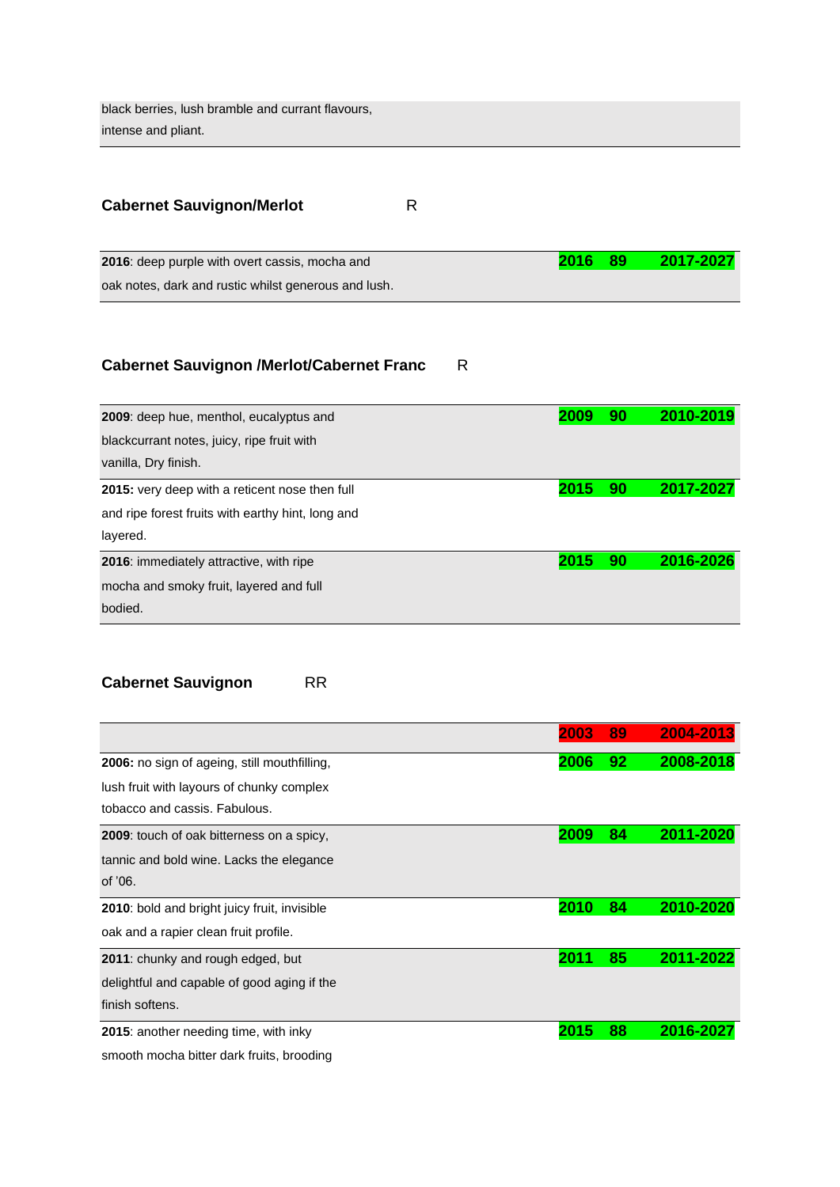| | | | |
|---|---|---|---|
| black berries, lush bramble and currant flavours, intense and pliant. | | | |

**Cabernet Sauvignon/Merlot** R

| | | | |
|---|---|---|---|
| **2016**: deep purple with overt cassis, mocha and oak notes, dark and rustic whilst generous and lush. | 2016 | 89 | 2017-2027 |

**Cabernet Sauvignon /Merlot/Cabernet Franc** R

| | | | |
|---|---|---|---|
| **2009**: deep hue, menthol, eucalyptus and blackcurrant notes, juicy, ripe fruit with vanilla, Dry finish. | 2009 | 90 | 2010-2019 |
| **2015:** very deep with a reticent nose then full and ripe forest fruits with earthy hint, long and layered. | 2015 | 90 | 2017-2027 |
| **2016**: immediately attractive, with ripe mocha and smoky fruit, layered and full bodied. | 2015 | 90 | 2016-2026 |

**Cabernet Sauvignon** RR

| | | | |
|---|---|---|---|
| | 2003 | 89 | 2004-2013 |
| **2006:** no sign of ageing, still mouthfilling, lush fruit with layours of chunky complex tobacco and cassis. Fabulous. | 2006 | 92 | 2008-2018 |
| **2009**: touch of oak bitterness on a spicy, tannic and bold wine. Lacks the elegance of '06. | 2009 | 84 | 2011-2020 |
| **2010**: bold and bright juicy fruit, invisible oak and a rapier clean fruit profile. | 2010 | 84 | 2010-2020 |
| **2011**: chunky and rough edged, but delightful and capable of good aging if the finish softens. | 2011 | 85 | 2011-2022 |
| **2015**: another needing time, with inky smooth mocha bitter dark fruits, brooding | 2015 | 88 | 2016-2027 |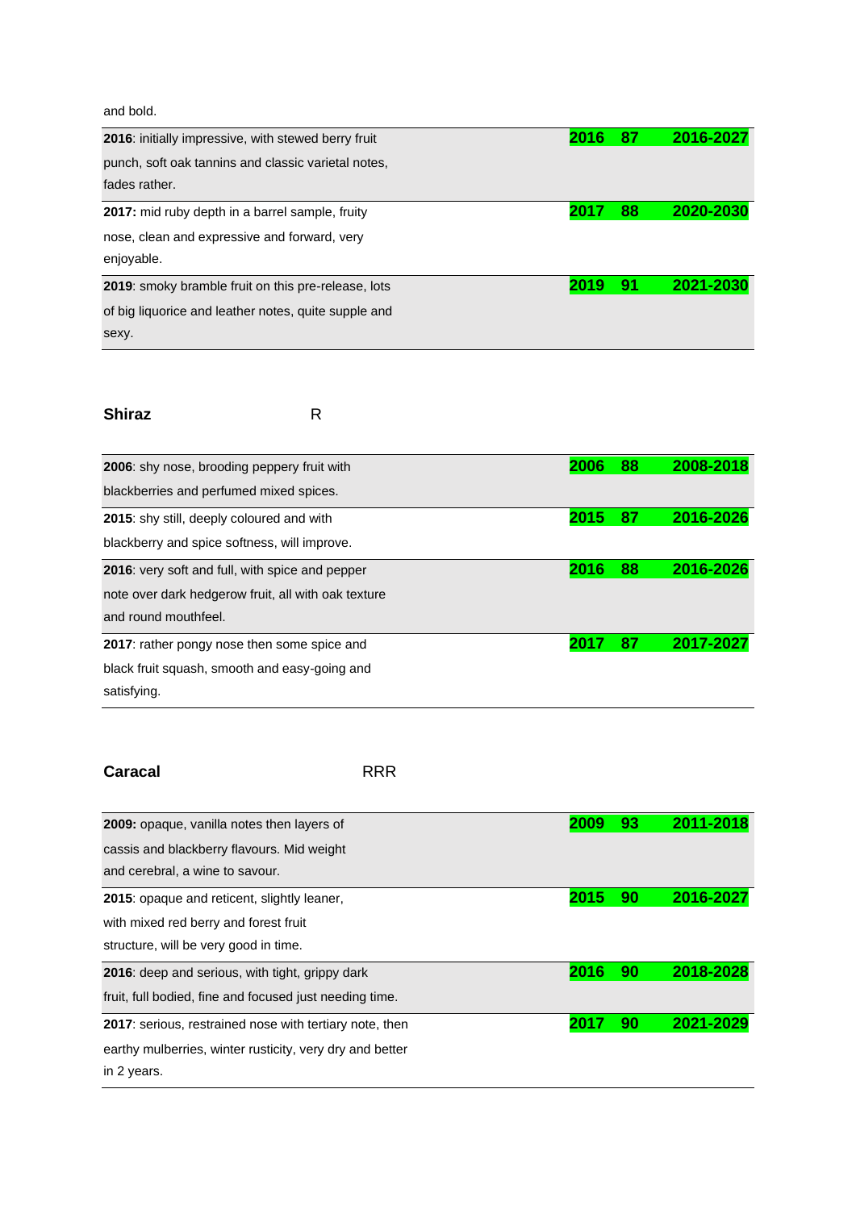and bold.

| | | | |
|---|---|---|---|
| **2016**: initially impressive, with stewed berry fruit punch, soft oak tannins and classic varietal notes, fades rather. | **2016** | **87** | **2016-2027** |
| **2017:** mid ruby depth in a barrel sample, fruity nose, clean and expressive and forward, very enjoyable. | **2017** | **88** | **2020-2030** |
| **2019**: smoky bramble fruit on this pre-release, lots of big liquorice and leather notes, quite supple and sexy. | **2019** | **91** | **2021-2030** |

**Shiraz** R

| | | | |
|---|---|---|---|
| **2006**: shy nose, brooding peppery fruit with blackberries and perfumed mixed spices. | **2006** | **88** | **2008-2018** |
| **2015**: shy still, deeply coloured and with blackberry and spice softness, will improve. | **2015** | **87** | **2016-2026** |
| **2016**: very soft and full, with spice and pepper note over dark hedgerow fruit, all with oak texture and round mouthfeel. | **2016** | **88** | **2016-2026** |
| **2017**: rather pongy nose then some spice and black fruit squash, smooth and easy-going and satisfying. | **2017** | **87** | **2017-2027** |

**Caracal** RRR

| | | | |
|---|---|---|---|
| **2009:** opaque, vanilla notes then layers of cassis and blackberry flavours. Mid weight and cerebral, a wine to savour. | **2009** | **93** | **2011-2018** |
| **2015**: opaque and reticent, slightly leaner, with mixed red berry and forest fruit structure, will be very good in time. | **2015** | **90** | **2016-2027** |
| **2016**: deep and serious, with tight, grippy dark fruit, full bodied, fine and focused just needing time. | **2016** | **90** | **2018-2028** |
| **2017**: serious, restrained nose with tertiary note, then earthy mulberries, winter rusticity, very dry and better in 2 years. | **2017** | **90** | **2021-2029** |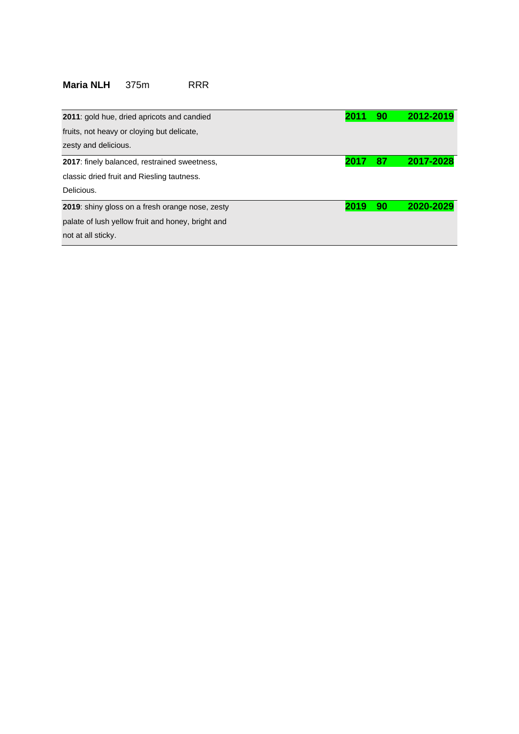**Maria NLH** 375m RRR

| | | | |
|---|---|---|---|
| **2011**: gold hue, dried apricots and candied fruits, not heavy or cloying but delicate, zesty and delicious. | **2011** | **90** | **2012-2019** |
| **2017**: finely balanced, restrained sweetness, classic dried fruit and Riesling tautness. Delicious. | **2017** | **87** | **2017-2028** |
| **2019**: shiny gloss on a fresh orange nose, zesty palate of lush yellow fruit and honey, bright and not at all sticky. | **2019** | **90** | **2020-2029** |